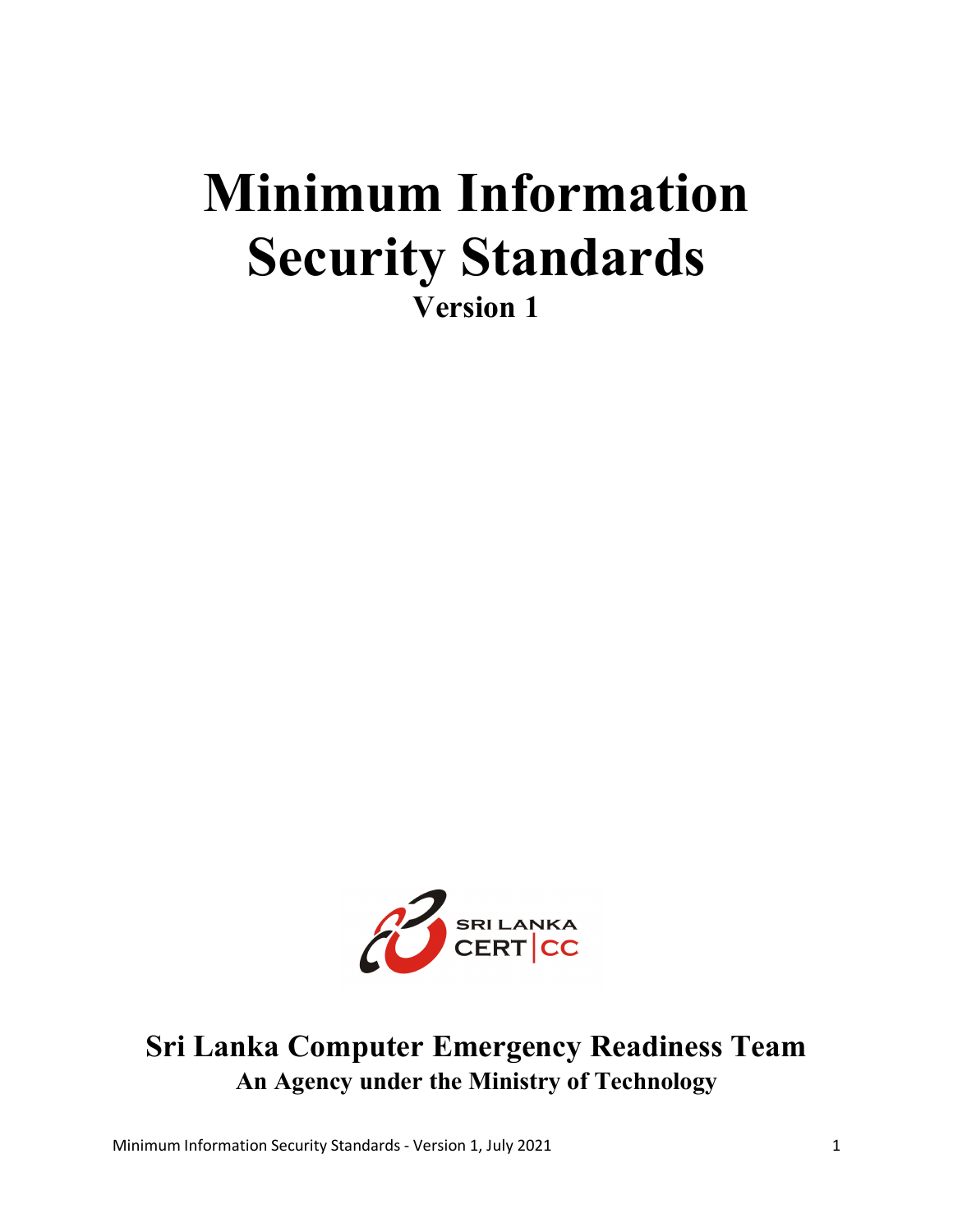# Minimum Information Security Standards

**Version 1**

SRI LANKA CERT|CC

**Sri Lanka Computer Emergency Readiness Team**

**An Agency under the Ministry of Technology**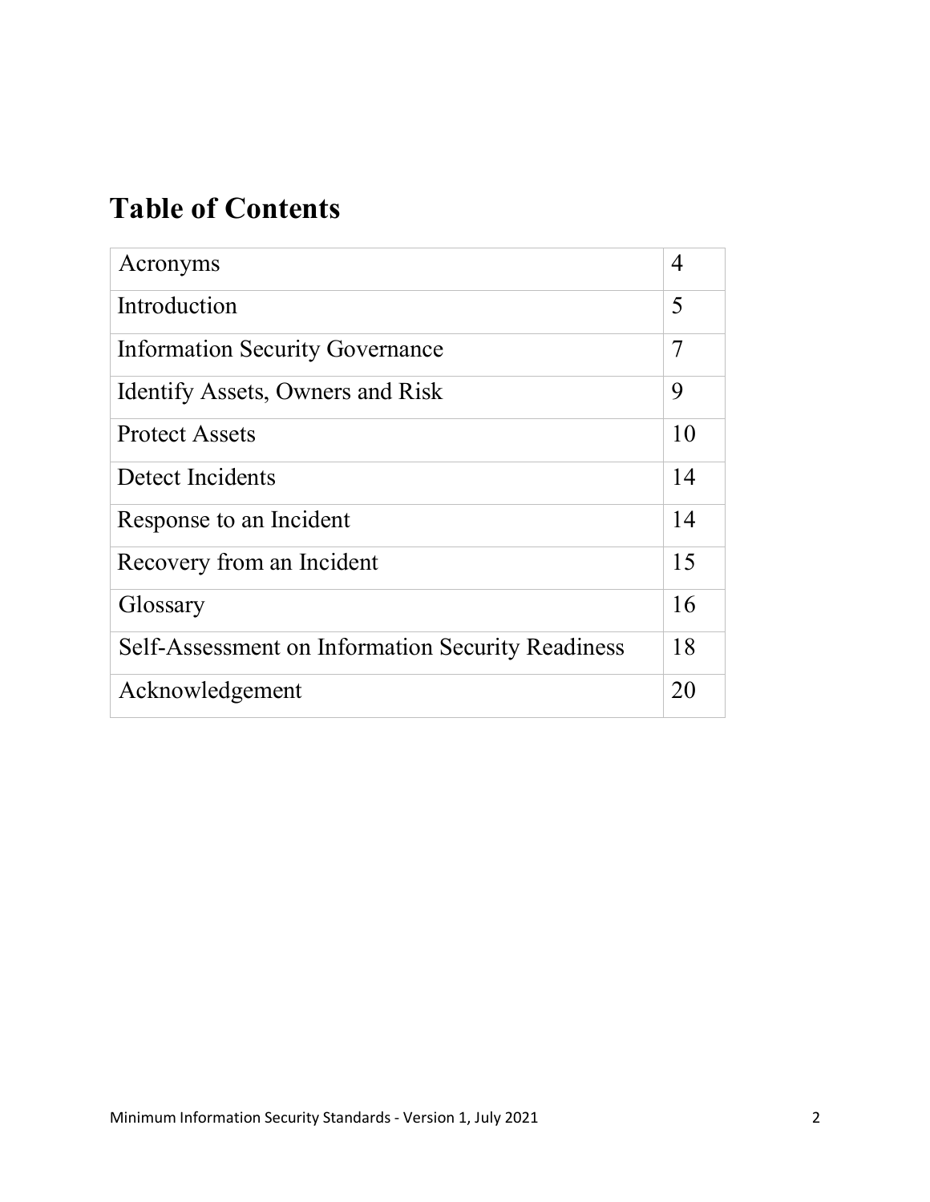# Table of Contents

| | |
|---|---|
| Acronyms | 4 |
| Introduction | 5 |
| Information Security Governance | 7 |
| Identify Assets, Owners and Risk | 9 |
| Protect Assets | 10 |
| Detect Incidents | 14 |
| Response to an Incident | 14 |
| Recovery from an Incident | 15 |
| Glossary | 16 |
| Self-Assessment on Information Security Readiness | 18 |
| Acknowledgement | 20 |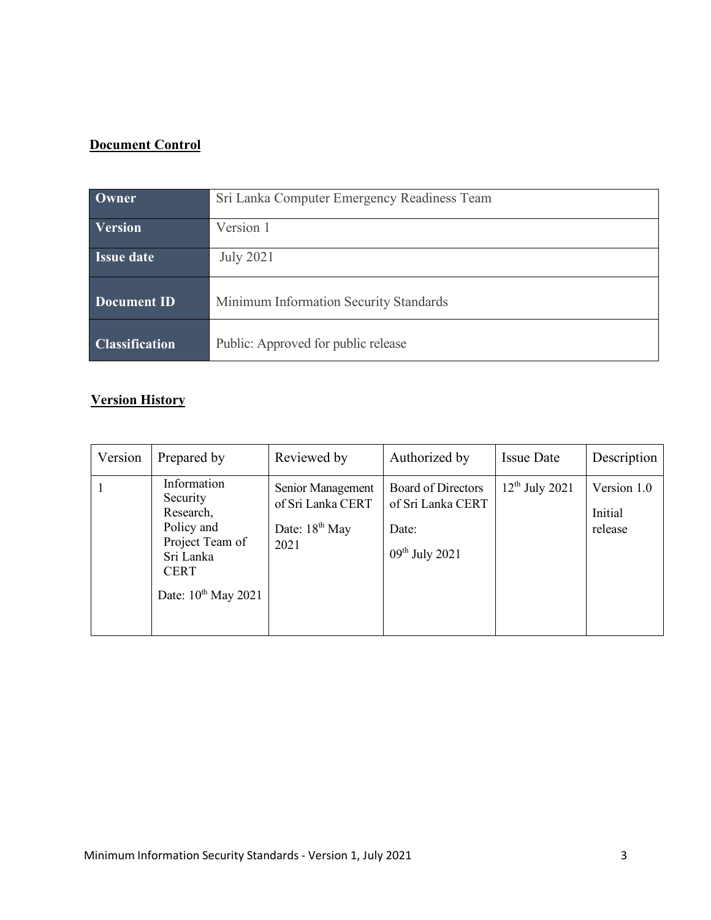**Document Control**

| Owner | Sri Lanka Computer Emergency Readiness Team |
|---|---|
| Version | Version 1 |
| Issue date | July 2021 |
| Document ID | Minimum Information Security Standards |
| Classification | Public: Approved for public release |

**Version History**

| Version | Prepared by | Reviewed by | Authorized by | Issue Date | Description |
|---|---|---|---|---|---|
| 1 | Information Security Research, Policy and Project Team of Sri Lanka CERT<br>Date: 10th May 2021 | Senior Management of Sri Lanka CERT<br>Date: 18th May 2021 | Board of Directors of Sri Lanka CERT<br>Date:<br>09th July 2021 | 12th July 2021 | Version 1.0<br>Initial release |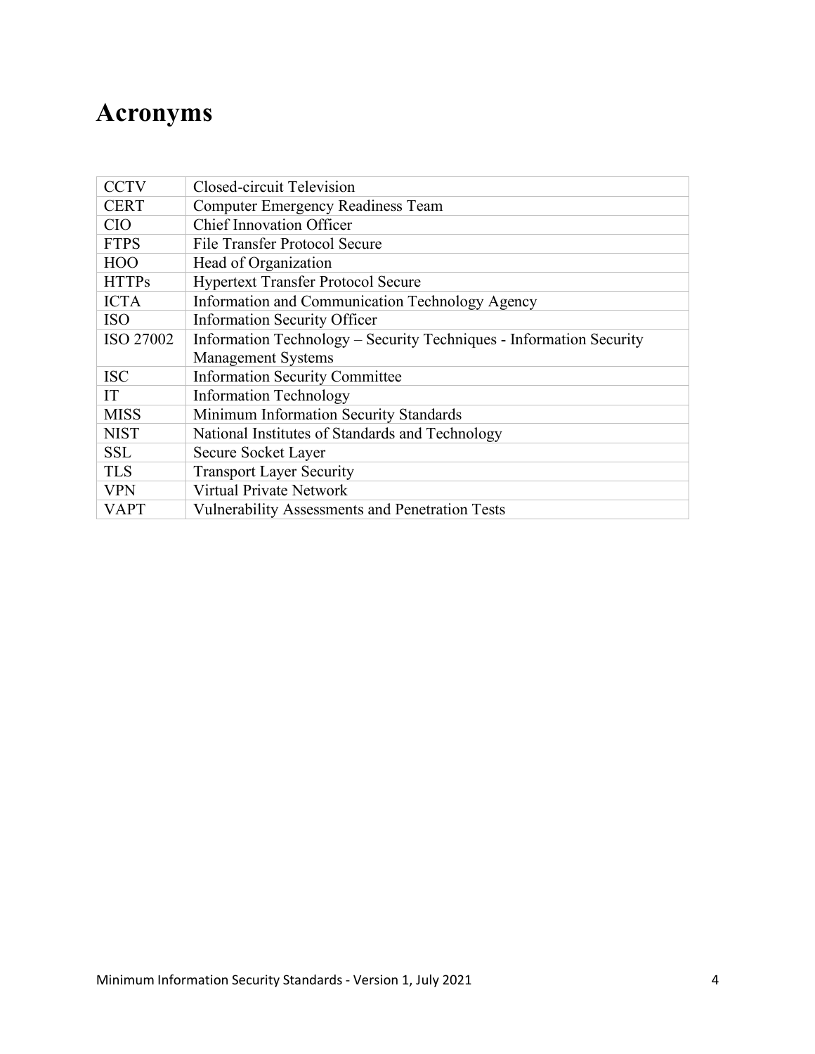# Acronyms

| | |
|---|---|
| CCTV | Closed-circuit Television |
| CERT | Computer Emergency Readiness Team |
| CIO | Chief Innovation Officer |
| FTPS | File Transfer Protocol Secure |
| HOO | Head of Organization |
| HTTPs | Hypertext Transfer Protocol Secure |
| ICTA | Information and Communication Technology Agency |
| ISO | Information Security Officer |
| ISO 27002 | Information Technology – Security Techniques - Information Security Management Systems |
| ISC | Information Security Committee |
| IT | Information Technology |
| MISS | Minimum Information Security Standards |
| NIST | National Institutes of Standards and Technology |
| SSL | Secure Socket Layer |
| TLS | Transport Layer Security |
| VPN | Virtual Private Network |
| VAPT | Vulnerability Assessments and Penetration Tests |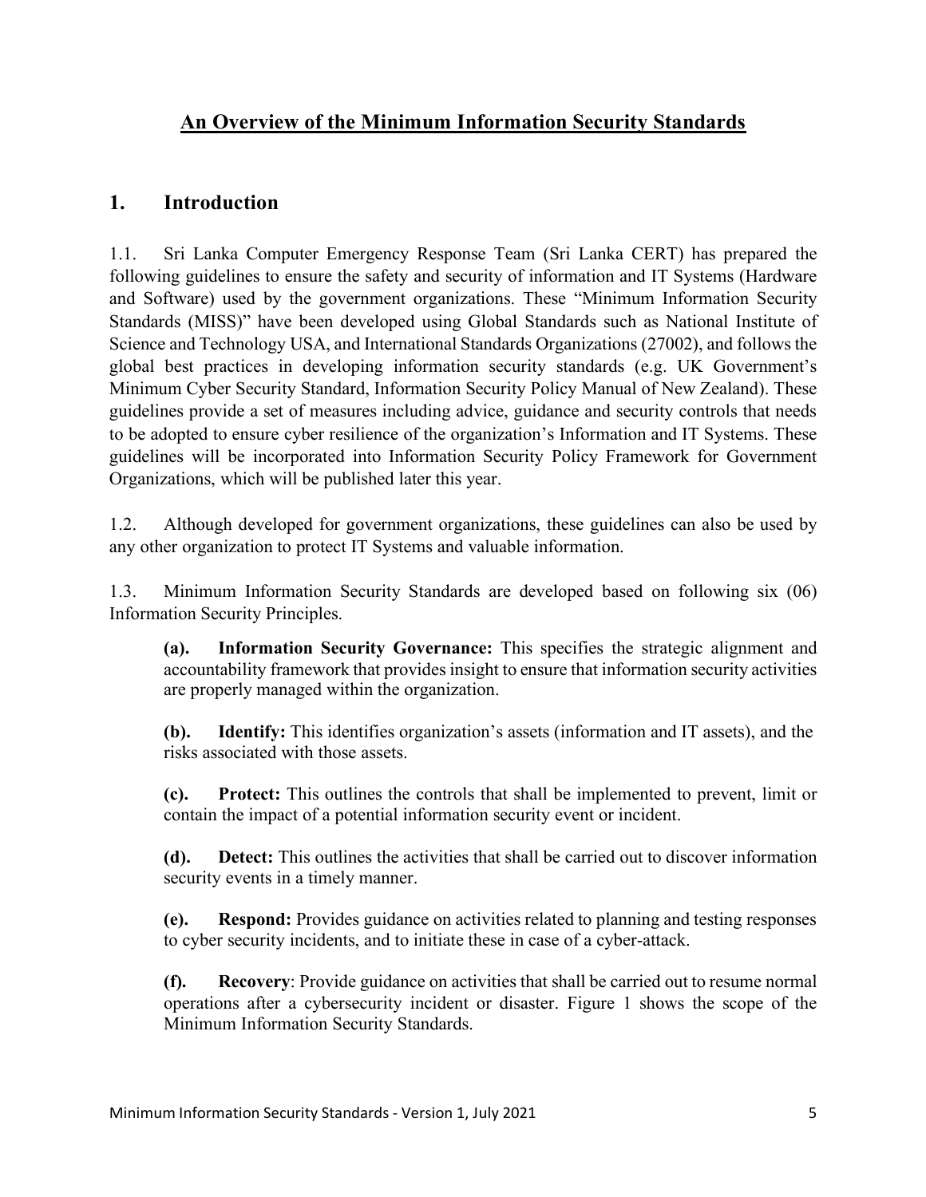# An Overview of the Minimum Information Security Standards

## 1. Introduction

1.1. Sri Lanka Computer Emergency Response Team (Sri Lanka CERT) has prepared the following guidelines to ensure the safety and security of information and IT Systems (Hardware and Software) used by the government organizations. These "Minimum Information Security Standards (MISS)" have been developed using Global Standards such as National Institute of Science and Technology USA, and International Standards Organizations (27002), and follows the global best practices in developing information security standards (e.g. UK Government's Minimum Cyber Security Standard, Information Security Policy Manual of New Zealand). These guidelines provide a set of measures including advice, guidance and security controls that needs to be adopted to ensure cyber resilience of the organization's Information and IT Systems. These guidelines will be incorporated into Information Security Policy Framework for Government Organizations, which will be published later this year.

1.2. Although developed for government organizations, these guidelines can also be used by any other organization to protect IT Systems and valuable information.

1.3. Minimum Information Security Standards are developed based on following six (06) Information Security Principles.

**(a). Information Security Governance:** This specifies the strategic alignment and accountability framework that provides insight to ensure that information security activities are properly managed within the organization.

**(b). Identify:** This identifies organization's assets (information and IT assets), and the risks associated with those assets.

**(c). Protect:** This outlines the controls that shall be implemented to prevent, limit or contain the impact of a potential information security event or incident.

**(d). Detect:** This outlines the activities that shall be carried out to discover information security events in a timely manner.

**(e). Respond:** Provides guidance on activities related to planning and testing responses to cyber security incidents, and to initiate these in case of a cyber-attack.

**(f). Recovery**: Provide guidance on activities that shall be carried out to resume normal operations after a cybersecurity incident or disaster. Figure 1 shows the scope of the Minimum Information Security Standards.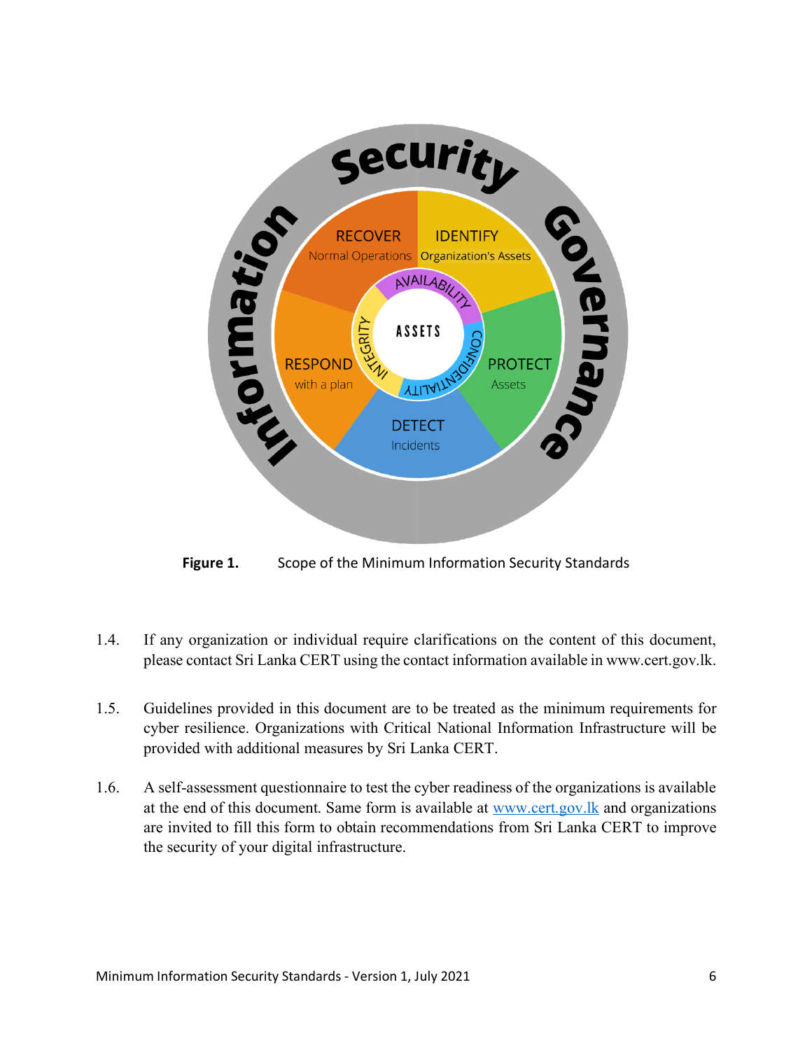**Figure 1.** Scope of the Minimum Information Security Standards

1.4. If any organization or individual require clarifications on the content of this document, please contact Sri Lanka CERT using the contact information available in www.cert.gov.lk.

1.5. Guidelines provided in this document are to be treated as the minimum requirements for cyber resilience. Organizations with Critical National Information Infrastructure will be provided with additional measures by Sri Lanka CERT.

1.6. A self-assessment questionnaire to test the cyber readiness of the organizations is available at the end of this document. Same form is available at [www.cert.gov.lk](http://www.cert.gov.lk) and organizations are invited to fill this form to obtain recommendations from Sri Lanka CERT to improve the security of your digital infrastructure.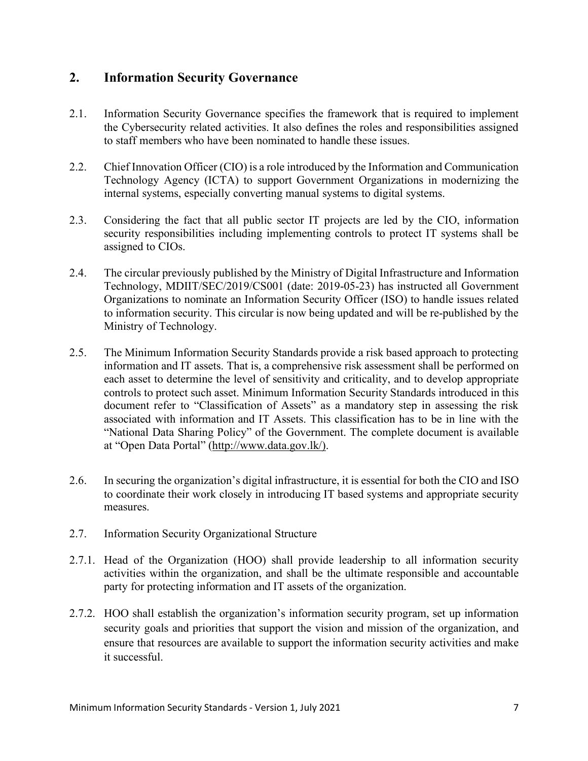## 2. Information Security Governance

2.1. Information Security Governance specifies the framework that is required to implement the Cybersecurity related activities. It also defines the roles and responsibilities assigned to staff members who have been nominated to handle these issues.

2.2. Chief Innovation Officer (CIO) is a role introduced by the Information and Communication Technology Agency (ICTA) to support Government Organizations in modernizing the internal systems, especially converting manual systems to digital systems.

2.3. Considering the fact that all public sector IT projects are led by the CIO, information security responsibilities including implementing controls to protect IT systems shall be assigned to CIOs.

2.4. The circular previously published by the Ministry of Digital Infrastructure and Information Technology, MDIIT/SEC/2019/CS001 (date: 2019-05-23) has instructed all Government Organizations to nominate an Information Security Officer (ISO) to handle issues related to information security. This circular is now being updated and will be re-published by the Ministry of Technology.

2.5. The Minimum Information Security Standards provide a risk based approach to protecting information and IT assets. That is, a comprehensive risk assessment shall be performed on each asset to determine the level of sensitivity and criticality, and to develop appropriate controls to protect such asset. Minimum Information Security Standards introduced in this document refer to "Classification of Assets" as a mandatory step in assessing the risk associated with information and IT Assets. This classification has to be in line with the "National Data Sharing Policy" of the Government. The complete document is available at "Open Data Portal" (http://www.data.gov.lk/).

2.6. In securing the organization's digital infrastructure, it is essential for both the CIO and ISO to coordinate their work closely in introducing IT based systems and appropriate security measures.

2.7. Information Security Organizational Structure

2.7.1. Head of the Organization (HOO) shall provide leadership to all information security activities within the organization, and shall be the ultimate responsible and accountable party for protecting information and IT assets of the organization.

2.7.2. HOO shall establish the organization's information security program, set up information security goals and priorities that support the vision and mission of the organization, and ensure that resources are available to support the information security activities and make it successful.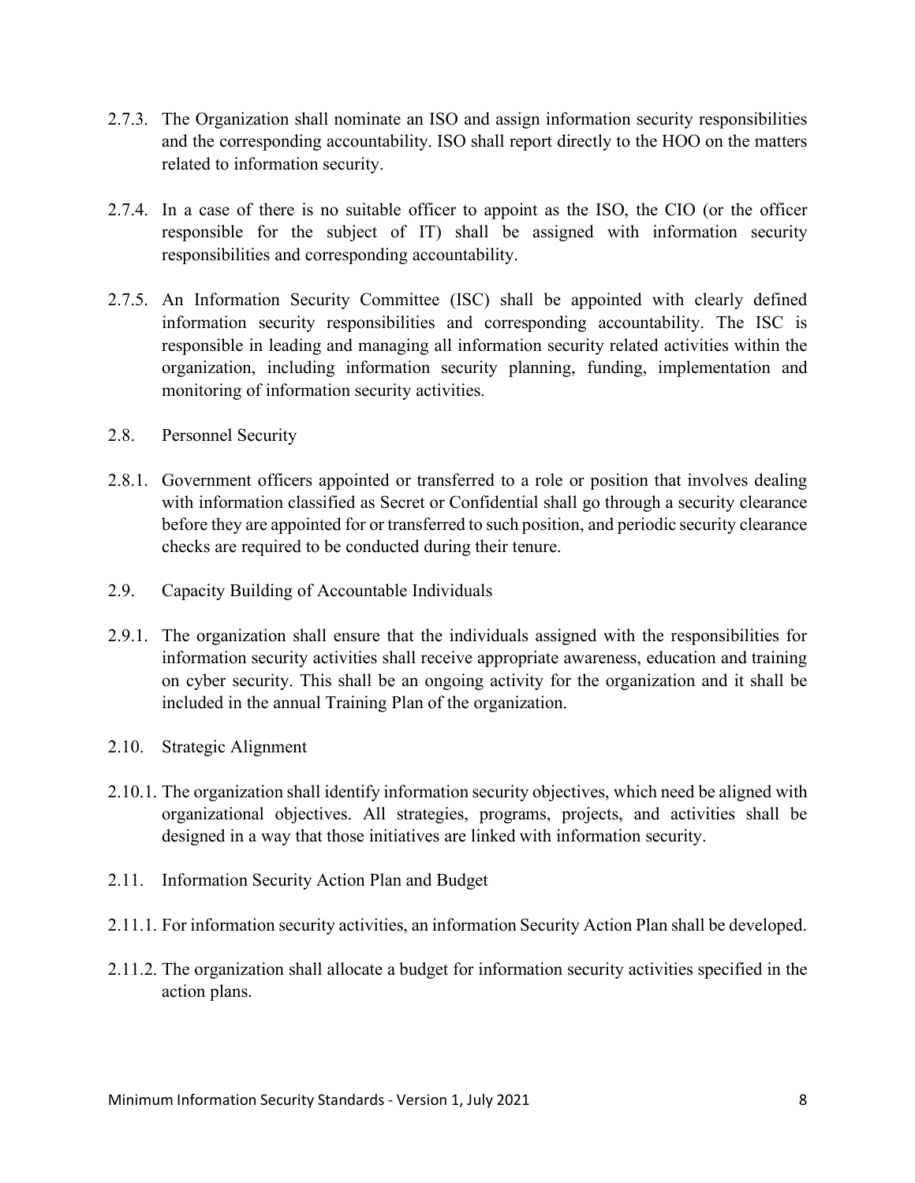2.7.3. The Organization shall nominate an ISO and assign information security responsibilities and the corresponding accountability. ISO shall report directly to the HOO on the matters related to information security.

2.7.4. In a case of there is no suitable officer to appoint as the ISO, the CIO (or the officer responsible for the subject of IT) shall be assigned with information security responsibilities and corresponding accountability.

2.7.5. An Information Security Committee (ISC) shall be appointed with clearly defined information security responsibilities and corresponding accountability. The ISC is responsible in leading and managing all information security related activities within the organization, including information security planning, funding, implementation and monitoring of information security activities.

## 2.8. Personnel Security

2.8.1. Government officers appointed or transferred to a role or position that involves dealing with information classified as Secret or Confidential shall go through a security clearance before they are appointed for or transferred to such position, and periodic security clearance checks are required to be conducted during their tenure.

## 2.9. Capacity Building of Accountable Individuals

2.9.1. The organization shall ensure that the individuals assigned with the responsibilities for information security activities shall receive appropriate awareness, education and training on cyber security. This shall be an ongoing activity for the organization and it shall be included in the annual Training Plan of the organization.

## 2.10. Strategic Alignment

2.10.1. The organization shall identify information security objectives, which need be aligned with organizational objectives. All strategies, programs, projects, and activities shall be designed in a way that those initiatives are linked with information security.

## 2.11. Information Security Action Plan and Budget

2.11.1. For information security activities, an information Security Action Plan shall be developed.

2.11.2. The organization shall allocate a budget for information security activities specified in the action plans.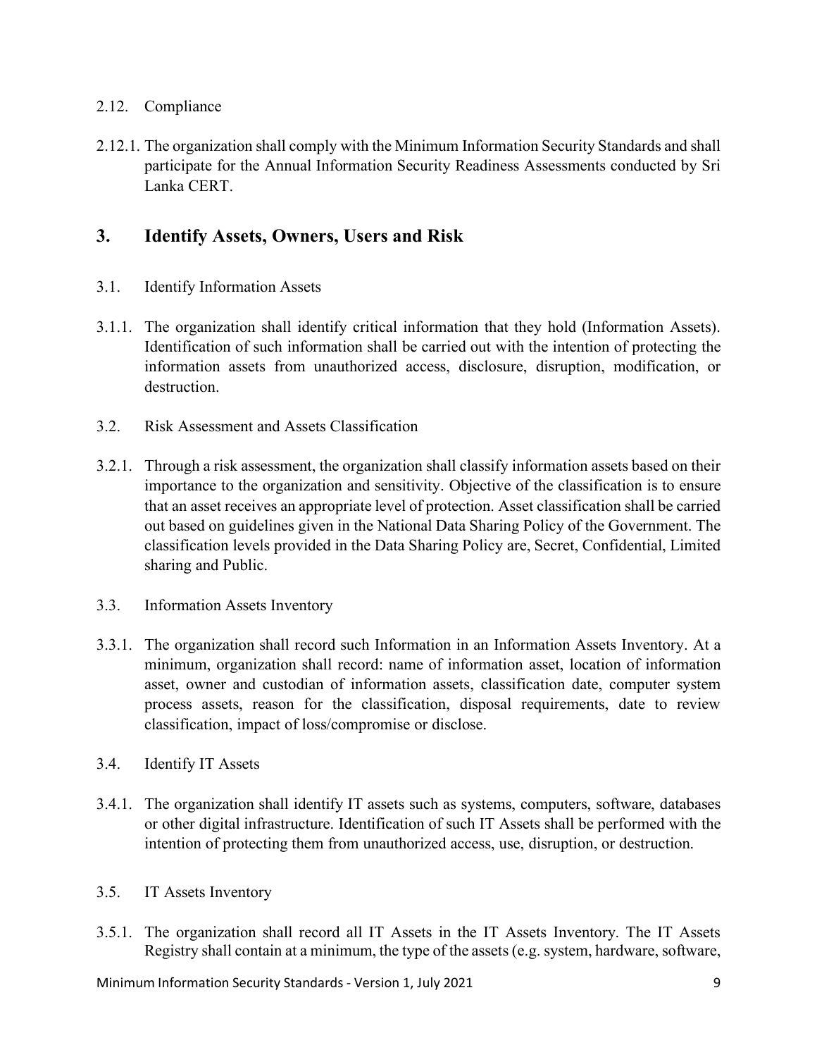### 2.12. Compliance

2.12.1. The organization shall comply with the Minimum Information Security Standards and shall participate for the Annual Information Security Readiness Assessments conducted by Sri Lanka CERT.

## 3. Identify Assets, Owners, Users and Risk

### 3.1. Identify Information Assets

3.1.1. The organization shall identify critical information that they hold (Information Assets). Identification of such information shall be carried out with the intention of protecting the information assets from unauthorized access, disclosure, disruption, modification, or destruction.

### 3.2. Risk Assessment and Assets Classification

3.2.1. Through a risk assessment, the organization shall classify information assets based on their importance to the organization and sensitivity. Objective of the classification is to ensure that an asset receives an appropriate level of protection. Asset classification shall be carried out based on guidelines given in the National Data Sharing Policy of the Government. The classification levels provided in the Data Sharing Policy are, Secret, Confidential, Limited sharing and Public.

### 3.3. Information Assets Inventory

3.3.1. The organization shall record such Information in an Information Assets Inventory. At a minimum, organization shall record: name of information asset, location of information asset, owner and custodian of information assets, classification date, computer system process assets, reason for the classification, disposal requirements, date to review classification, impact of loss/compromise or disclose.

### 3.4. Identify IT Assets

3.4.1. The organization shall identify IT assets such as systems, computers, software, databases or other digital infrastructure. Identification of such IT Assets shall be performed with the intention of protecting them from unauthorized access, use, disruption, or destruction.

### 3.5. IT Assets Inventory

3.5.1. The organization shall record all IT Assets in the IT Assets Inventory. The IT Assets Registry shall contain at a minimum, the type of the assets (e.g. system, hardware, software,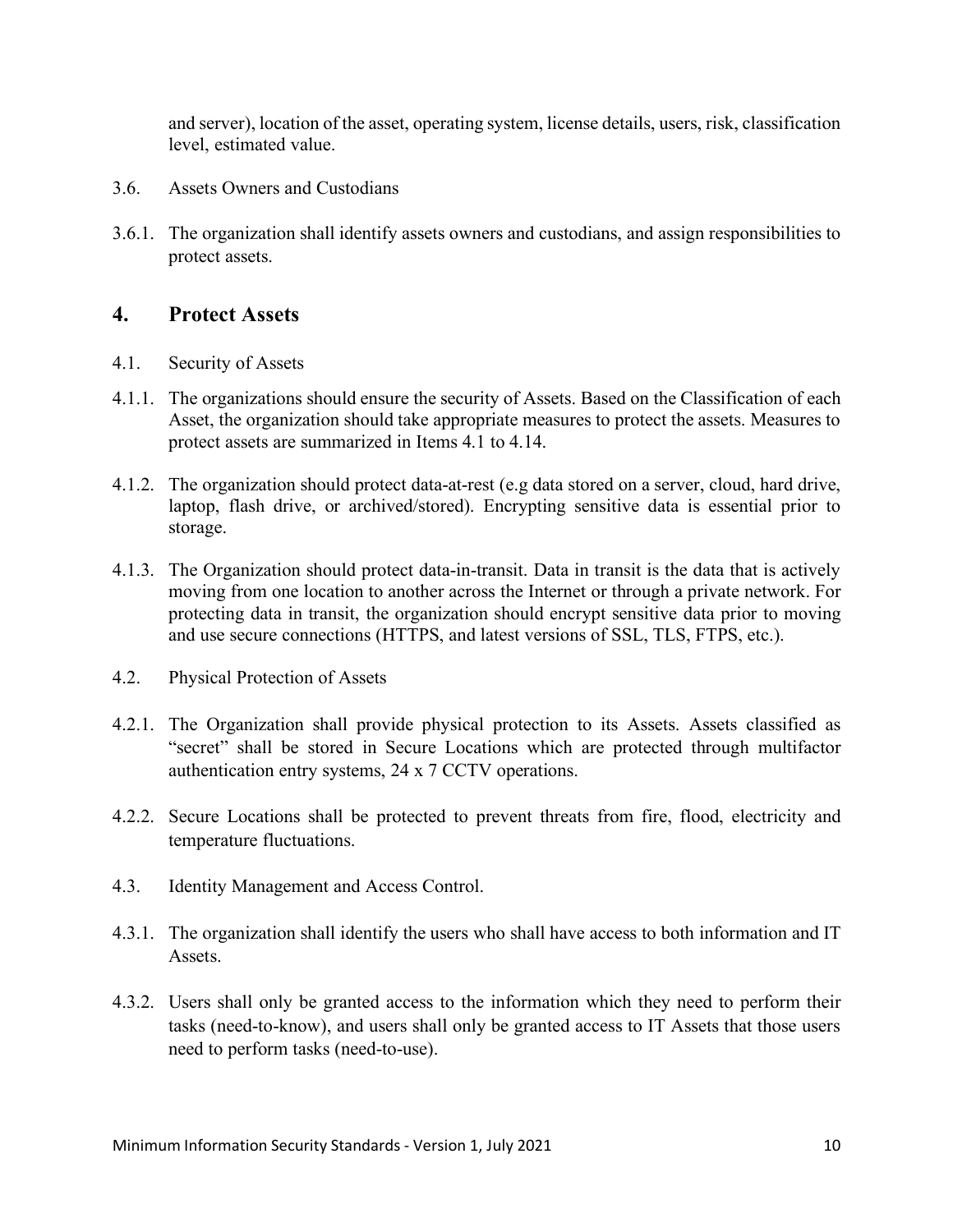and server), location of the asset, operating system, license details, users, risk, classification level, estimated value.

3.6. Assets Owners and Custodians

3.6.1. The organization shall identify assets owners and custodians, and assign responsibilities to protect assets.

## 4. Protect Assets

4.1. Security of Assets

4.1.1. The organizations should ensure the security of Assets. Based on the Classification of each Asset, the organization should take appropriate measures to protect the assets. Measures to protect assets are summarized in Items 4.1 to 4.14.

4.1.2. The organization should protect data-at-rest (e.g data stored on a server, cloud, hard drive, laptop, flash drive, or archived/stored). Encrypting sensitive data is essential prior to storage.

4.1.3. The Organization should protect data-in-transit. Data in transit is the data that is actively moving from one location to another across the Internet or through a private network. For protecting data in transit, the organization should encrypt sensitive data prior to moving and use secure connections (HTTPS, and latest versions of SSL, TLS, FTPS, etc.).

4.2. Physical Protection of Assets

4.2.1. The Organization shall provide physical protection to its Assets. Assets classified as "secret" shall be stored in Secure Locations which are protected through multifactor authentication entry systems, 24 x 7 CCTV operations.

4.2.2. Secure Locations shall be protected to prevent threats from fire, flood, electricity and temperature fluctuations.

4.3. Identity Management and Access Control.

4.3.1. The organization shall identify the users who shall have access to both information and IT Assets.

4.3.2. Users shall only be granted access to the information which they need to perform their tasks (need-to-know), and users shall only be granted access to IT Assets that those users need to perform tasks (need-to-use).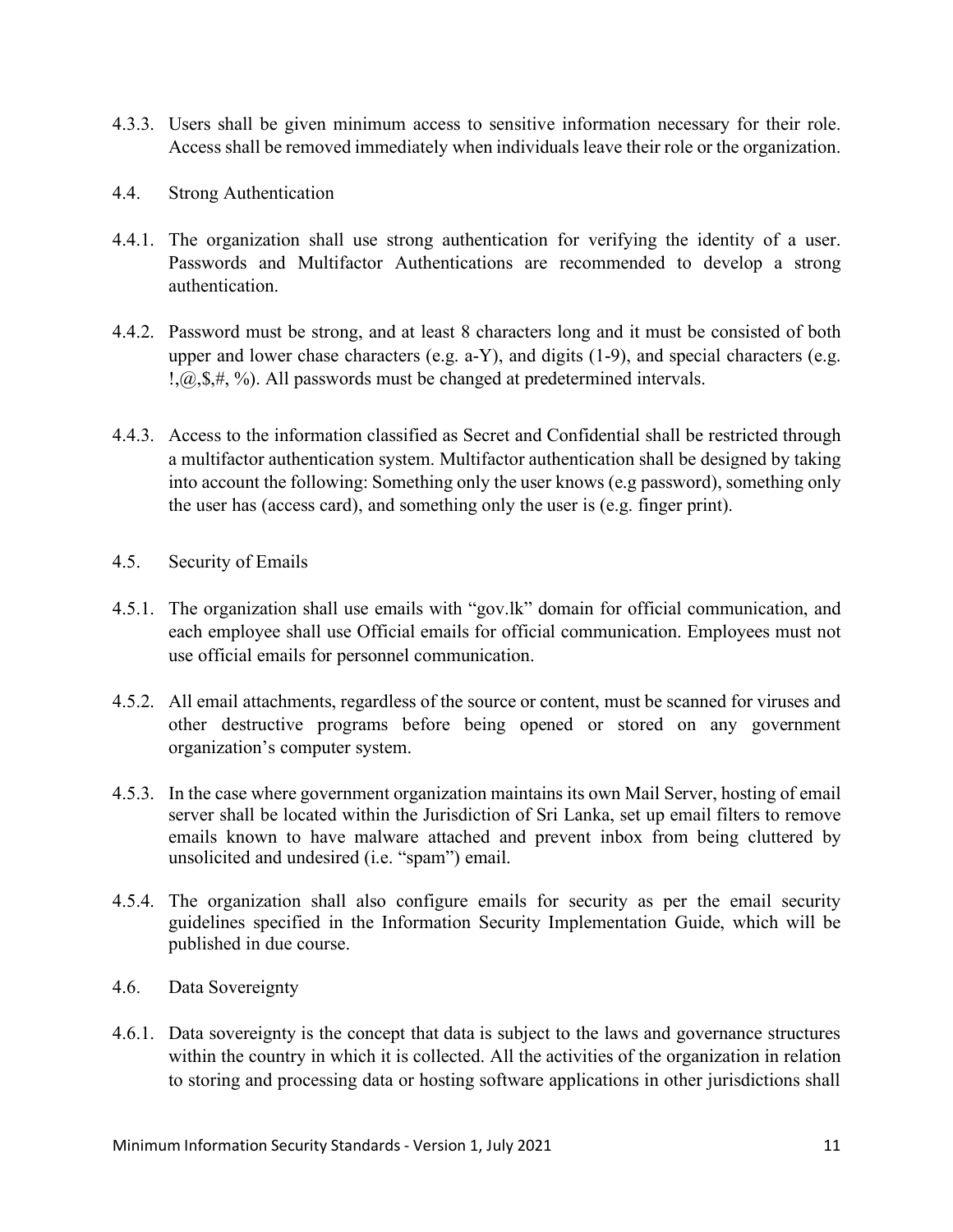4.3.3. Users shall be given minimum access to sensitive information necessary for their role. Access shall be removed immediately when individuals leave their role or the organization.

### 4.4. Strong Authentication

4.4.1. The organization shall use strong authentication for verifying the identity of a user. Passwords and Multifactor Authentications are recommended to develop a strong authentication.

4.4.2. Password must be strong, and at least 8 characters long and it must be consisted of both upper and lower chase characters (e.g. a-Y), and digits (1-9), and special characters (e.g. !,@,$,#, %). All passwords must be changed at predetermined intervals.

4.4.3. Access to the information classified as Secret and Confidential shall be restricted through a multifactor authentication system. Multifactor authentication shall be designed by taking into account the following: Something only the user knows (e.g password), something only the user has (access card), and something only the user is (e.g. finger print).

### 4.5. Security of Emails

4.5.1. The organization shall use emails with "gov.lk" domain for official communication, and each employee shall use Official emails for official communication. Employees must not use official emails for personnel communication.

4.5.2. All email attachments, regardless of the source or content, must be scanned for viruses and other destructive programs before being opened or stored on any government organization's computer system.

4.5.3. In the case where government organization maintains its own Mail Server, hosting of email server shall be located within the Jurisdiction of Sri Lanka, set up email filters to remove emails known to have malware attached and prevent inbox from being cluttered by unsolicited and undesired (i.e. "spam") email.

4.5.4. The organization shall also configure emails for security as per the email security guidelines specified in the Information Security Implementation Guide, which will be published in due course.

### 4.6. Data Sovereignty

4.6.1. Data sovereignty is the concept that data is subject to the laws and governance structures within the country in which it is collected. All the activities of the organization in relation to storing and processing data or hosting software applications in other jurisdictions shall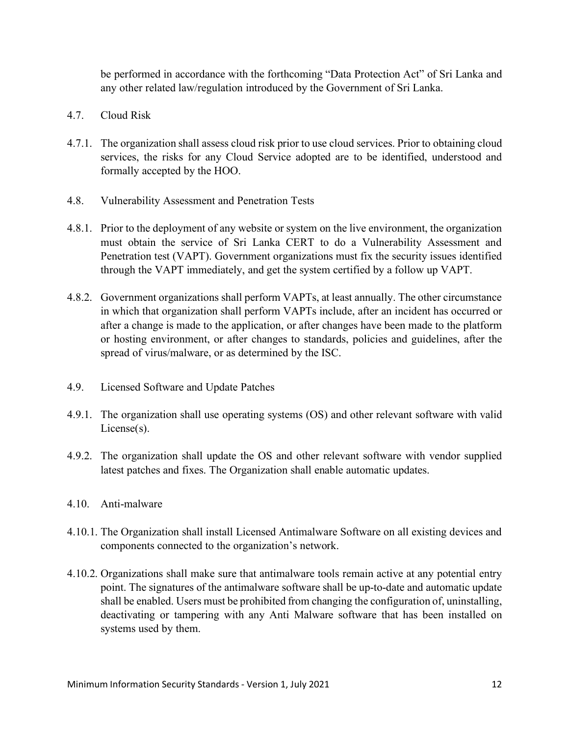be performed in accordance with the forthcoming "Data Protection Act" of Sri Lanka and any other related law/regulation introduced by the Government of Sri Lanka.

### 4.7. Cloud Risk

4.7.1. The organization shall assess cloud risk prior to use cloud services. Prior to obtaining cloud services, the risks for any Cloud Service adopted are to be identified, understood and formally accepted by the HOO.

### 4.8. Vulnerability Assessment and Penetration Tests

4.8.1. Prior to the deployment of any website or system on the live environment, the organization must obtain the service of Sri Lanka CERT to do a Vulnerability Assessment and Penetration test (VAPT). Government organizations must fix the security issues identified through the VAPT immediately, and get the system certified by a follow up VAPT.

4.8.2. Government organizations shall perform VAPTs, at least annually. The other circumstance in which that organization shall perform VAPTs include, after an incident has occurred or after a change is made to the application, or after changes have been made to the platform or hosting environment, or after changes to standards, policies and guidelines, after the spread of virus/malware, or as determined by the ISC.

### 4.9. Licensed Software and Update Patches

4.9.1. The organization shall use operating systems (OS) and other relevant software with valid License(s).

4.9.2. The organization shall update the OS and other relevant software with vendor supplied latest patches and fixes. The Organization shall enable automatic updates.

### 4.10. Anti-malware

4.10.1. The Organization shall install Licensed Antimalware Software on all existing devices and components connected to the organization's network.

4.10.2. Organizations shall make sure that antimalware tools remain active at any potential entry point. The signatures of the antimalware software shall be up-to-date and automatic update shall be enabled. Users must be prohibited from changing the configuration of, uninstalling, deactivating or tampering with any Anti Malware software that has been installed on systems used by them.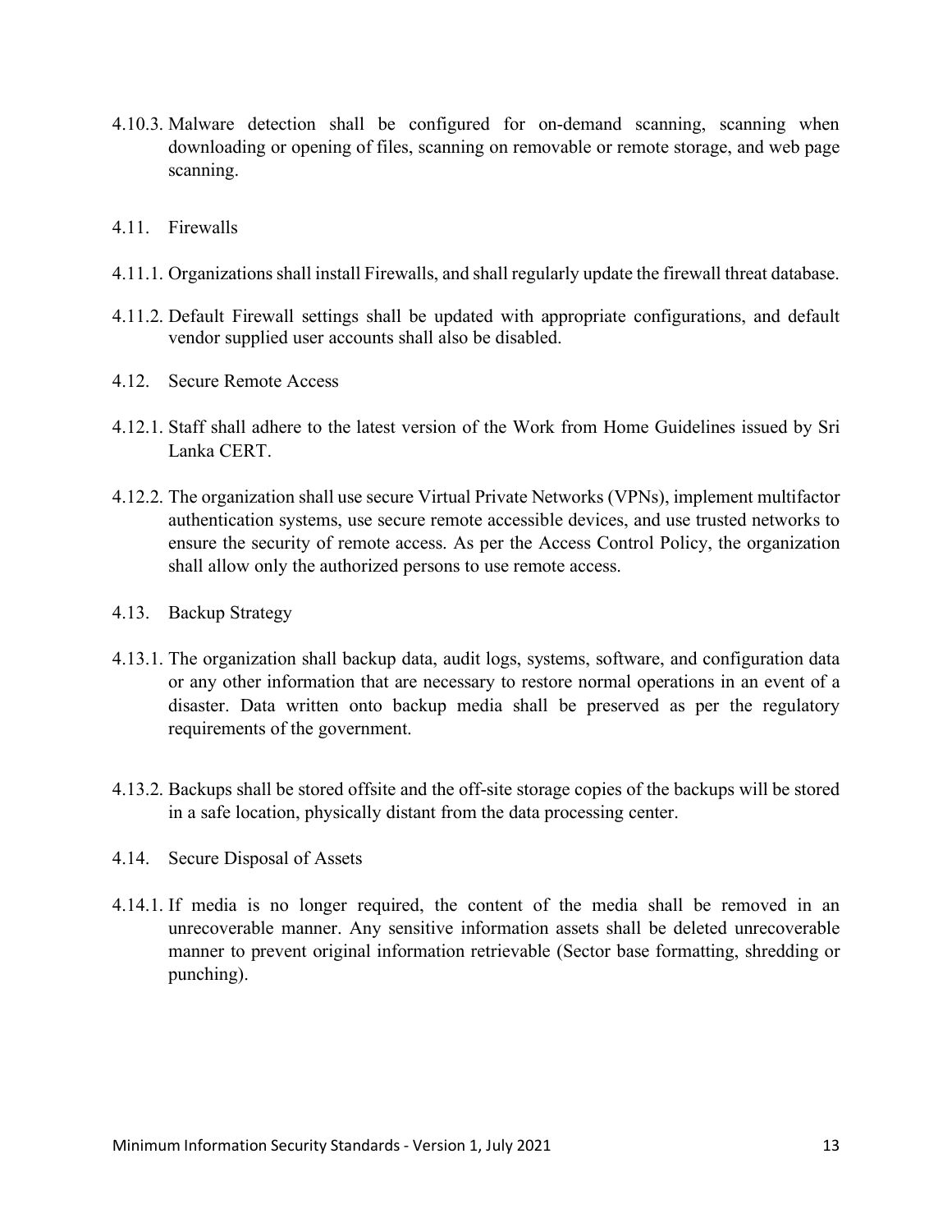4.10.3. Malware detection shall be configured for on-demand scanning, scanning when downloading or opening of files, scanning on removable or remote storage, and web page scanning.

### 4.11. Firewalls

4.11.1. Organizations shall install Firewalls, and shall regularly update the firewall threat database.

4.11.2. Default Firewall settings shall be updated with appropriate configurations, and default vendor supplied user accounts shall also be disabled.

### 4.12. Secure Remote Access

4.12.1. Staff shall adhere to the latest version of the Work from Home Guidelines issued by Sri Lanka CERT.

4.12.2. The organization shall use secure Virtual Private Networks (VPNs), implement multifactor authentication systems, use secure remote accessible devices, and use trusted networks to ensure the security of remote access. As per the Access Control Policy, the organization shall allow only the authorized persons to use remote access.

### 4.13. Backup Strategy

4.13.1. The organization shall backup data, audit logs, systems, software, and configuration data or any other information that are necessary to restore normal operations in an event of a disaster. Data written onto backup media shall be preserved as per the regulatory requirements of the government.

4.13.2. Backups shall be stored offsite and the off-site storage copies of the backups will be stored in a safe location, physically distant from the data processing center.

### 4.14. Secure Disposal of Assets

4.14.1. If media is no longer required, the content of the media shall be removed in an unrecoverable manner. Any sensitive information assets shall be deleted unrecoverable manner to prevent original information retrievable (Sector base formatting, shredding or punching).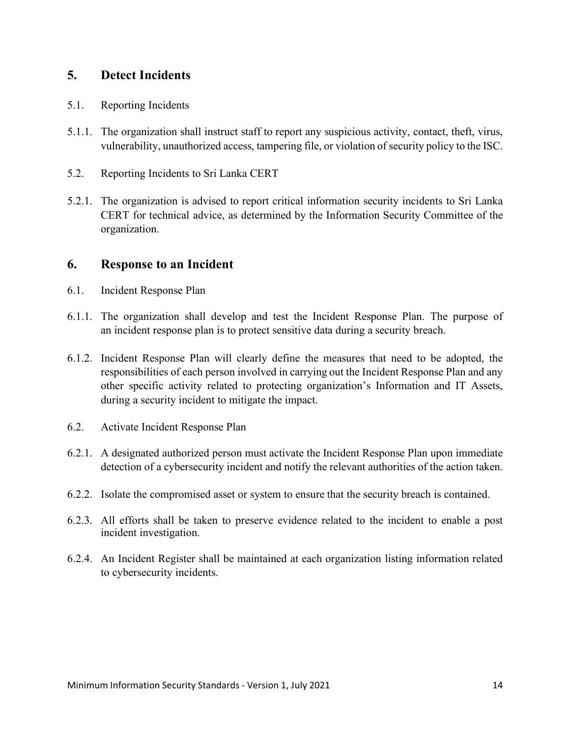## 5. Detect Incidents

5.1. Reporting Incidents

5.1.1. The organization shall instruct staff to report any suspicious activity, contact, theft, virus, vulnerability, unauthorized access, tampering file, or violation of security policy to the ISC.

5.2. Reporting Incidents to Sri Lanka CERT

5.2.1. The organization is advised to report critical information security incidents to Sri Lanka CERT for technical advice, as determined by the Information Security Committee of the organization.

## 6. Response to an Incident

6.1. Incident Response Plan

6.1.1. The organization shall develop and test the Incident Response Plan. The purpose of an incident response plan is to protect sensitive data during a security breach.

6.1.2. Incident Response Plan will clearly define the measures that need to be adopted, the responsibilities of each person involved in carrying out the Incident Response Plan and any other specific activity related to protecting organization's Information and IT Assets, during a security incident to mitigate the impact.

6.2. Activate Incident Response Plan

6.2.1. A designated authorized person must activate the Incident Response Plan upon immediate detection of a cybersecurity incident and notify the relevant authorities of the action taken.

6.2.2. Isolate the compromised asset or system to ensure that the security breach is contained.

6.2.3. All efforts shall be taken to preserve evidence related to the incident to enable a post incident investigation.

6.2.4. An Incident Register shall be maintained at each organization listing information related to cybersecurity incidents.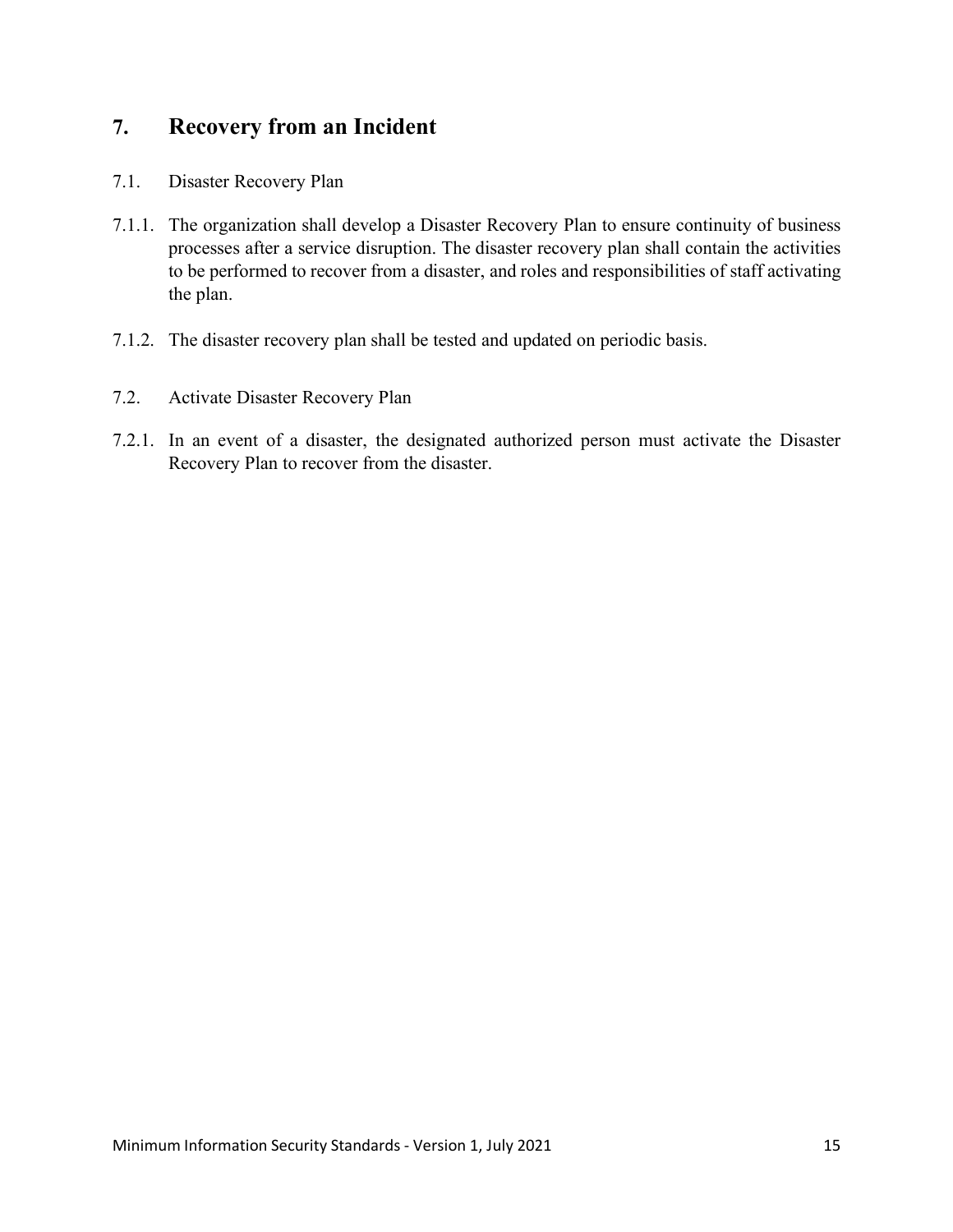## 7. Recovery from an Incident

### 7.1. Disaster Recovery Plan

7.1.1. The organization shall develop a Disaster Recovery Plan to ensure continuity of business processes after a service disruption. The disaster recovery plan shall contain the activities to be performed to recover from a disaster, and roles and responsibilities of staff activating the plan.

7.1.2. The disaster recovery plan shall be tested and updated on periodic basis.

### 7.2. Activate Disaster Recovery Plan

7.2.1. In an event of a disaster, the designated authorized person must activate the Disaster Recovery Plan to recover from the disaster.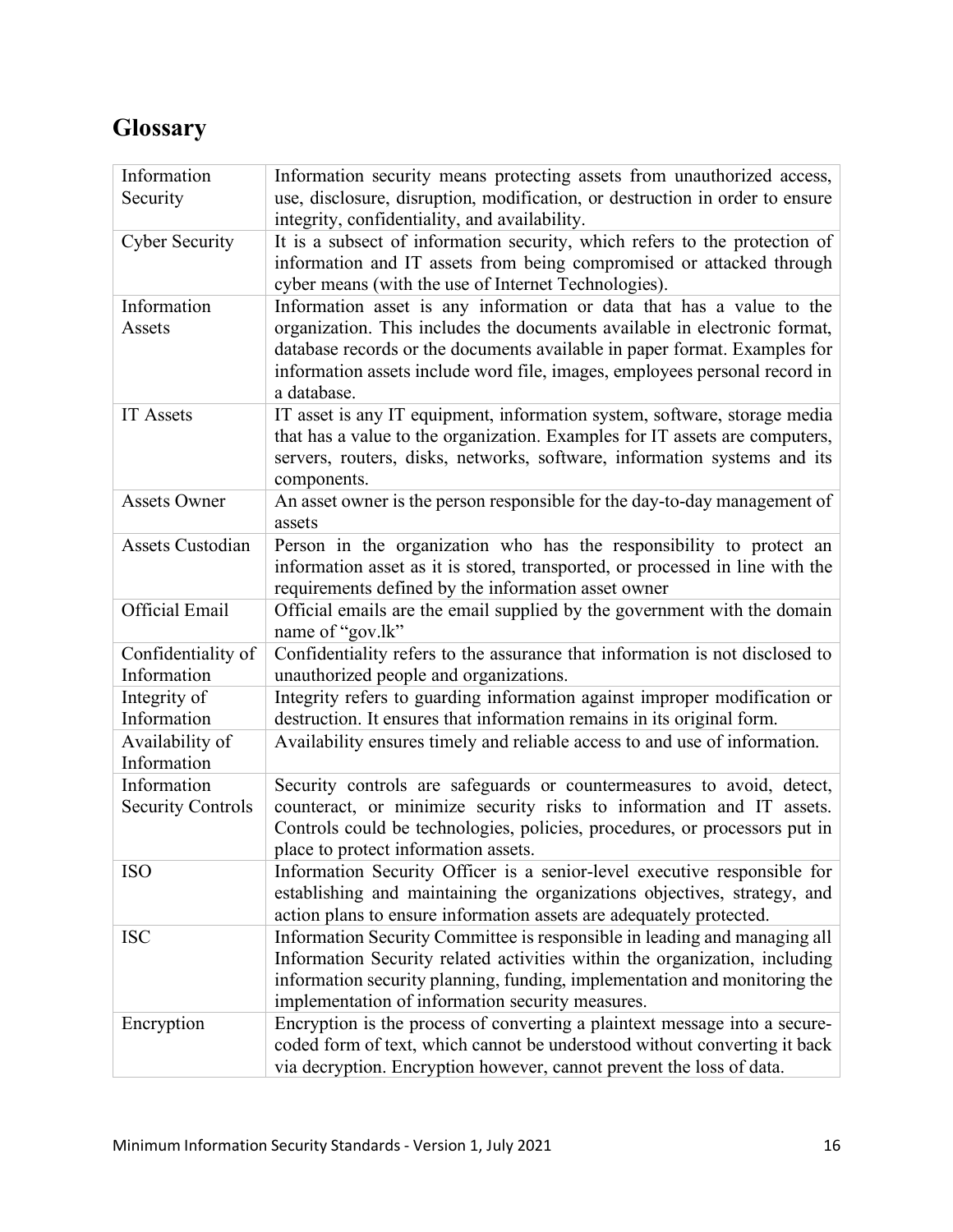## Glossary

| Information Security | Information security means protecting assets from unauthorized access, use, disclosure, disruption, modification, or destruction in order to ensure integrity, confidentiality, and availability. |
|---|---|
| Cyber Security | It is a subsect of information security, which refers to the protection of information and IT assets from being compromised or attacked through cyber means (with the use of Internet Technologies). |
| Information Assets | Information asset is any information or data that has a value to the organization. This includes the documents available in electronic format, database records or the documents available in paper format. Examples for information assets include word file, images, employees personal record in a database. |
| IT Assets | IT asset is any IT equipment, information system, software, storage media that has a value to the organization. Examples for IT assets are computers, servers, routers, disks, networks, software, information systems and its components. |
| Assets Owner | An asset owner is the person responsible for the day-to-day management of assets |
| Assets Custodian | Person in the organization who has the responsibility to protect an information asset as it is stored, transported, or processed in line with the requirements defined by the information asset owner |
| Official Email | Official emails are the email supplied by the government with the domain name of "gov.lk" |
| Confidentiality of Information | Confidentiality refers to the assurance that information is not disclosed to unauthorized people and organizations. |
| Integrity of Information | Integrity refers to guarding information against improper modification or destruction. It ensures that information remains in its original form. |
| Availability of Information | Availability ensures timely and reliable access to and use of information. |
| Information Security Controls | Security controls are safeguards or countermeasures to avoid, detect, counteract, or minimize security risks to information and IT assets. Controls could be technologies, policies, procedures, or processors put in place to protect information assets. |
| ISO | Information Security Officer is a senior-level executive responsible for establishing and maintaining the organizations objectives, strategy, and action plans to ensure information assets are adequately protected. |
| ISC | Information Security Committee is responsible in leading and managing all Information Security related activities within the organization, including information security planning, funding, implementation and monitoring the implementation of information security measures. |
| Encryption | Encryption is the process of converting a plaintext message into a secure-coded form of text, which cannot be understood without converting it back via decryption. Encryption however, cannot prevent the loss of data. |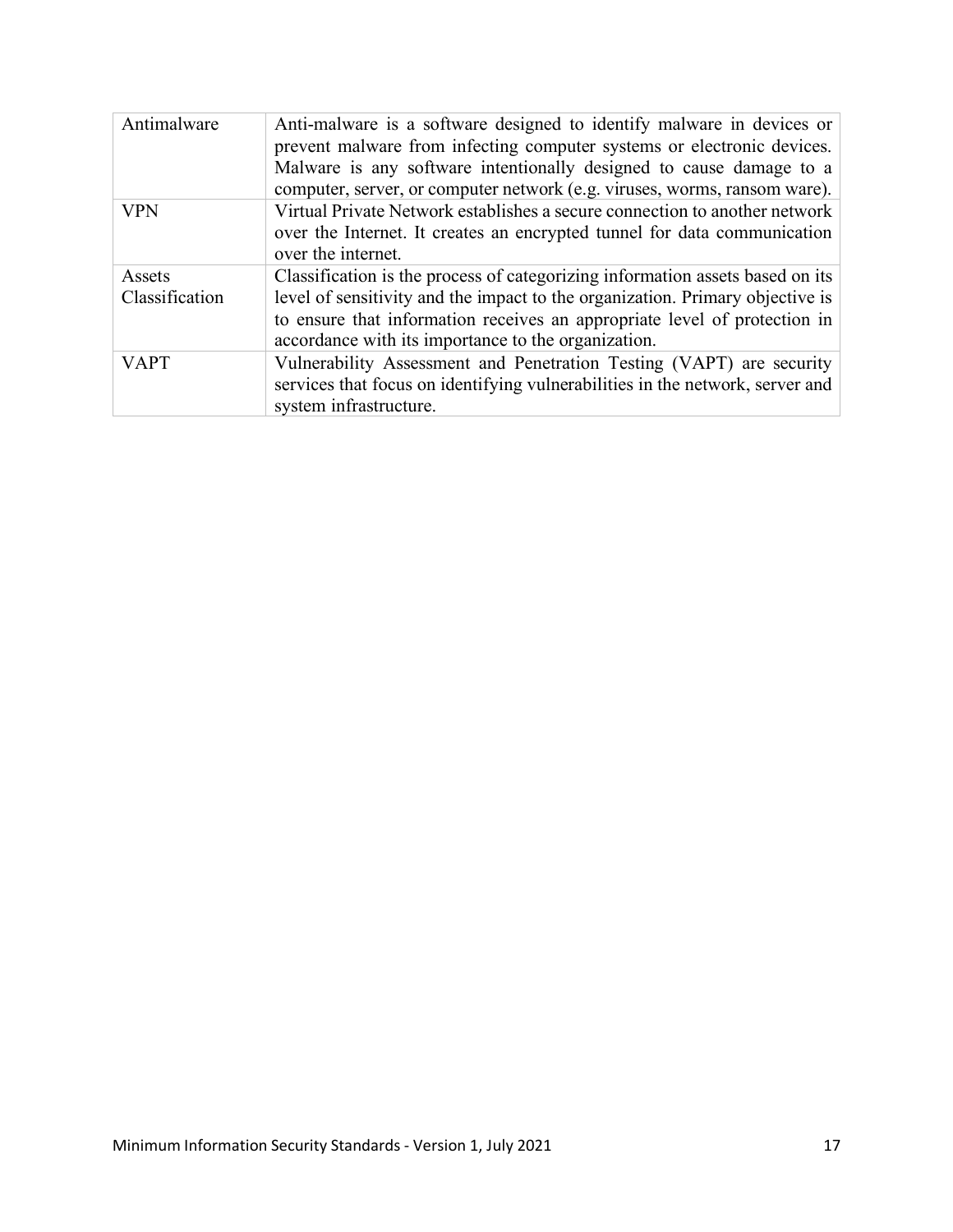| | |
|---|---|
| Antimalware | Anti-malware is a software designed to identify malware in devices or prevent malware from infecting computer systems or electronic devices. Malware is any software intentionally designed to cause damage to a computer, server, or computer network (e.g. viruses, worms, ransom ware). |
| VPN | Virtual Private Network establishes a secure connection to another network over the Internet. It creates an encrypted tunnel for data communication over the internet. |
| Assets Classification | Classification is the process of categorizing information assets based on its level of sensitivity and the impact to the organization. Primary objective is to ensure that information receives an appropriate level of protection in accordance with its importance to the organization. |
| VAPT | Vulnerability Assessment and Penetration Testing (VAPT) are security services that focus on identifying vulnerabilities in the network, server and system infrastructure. |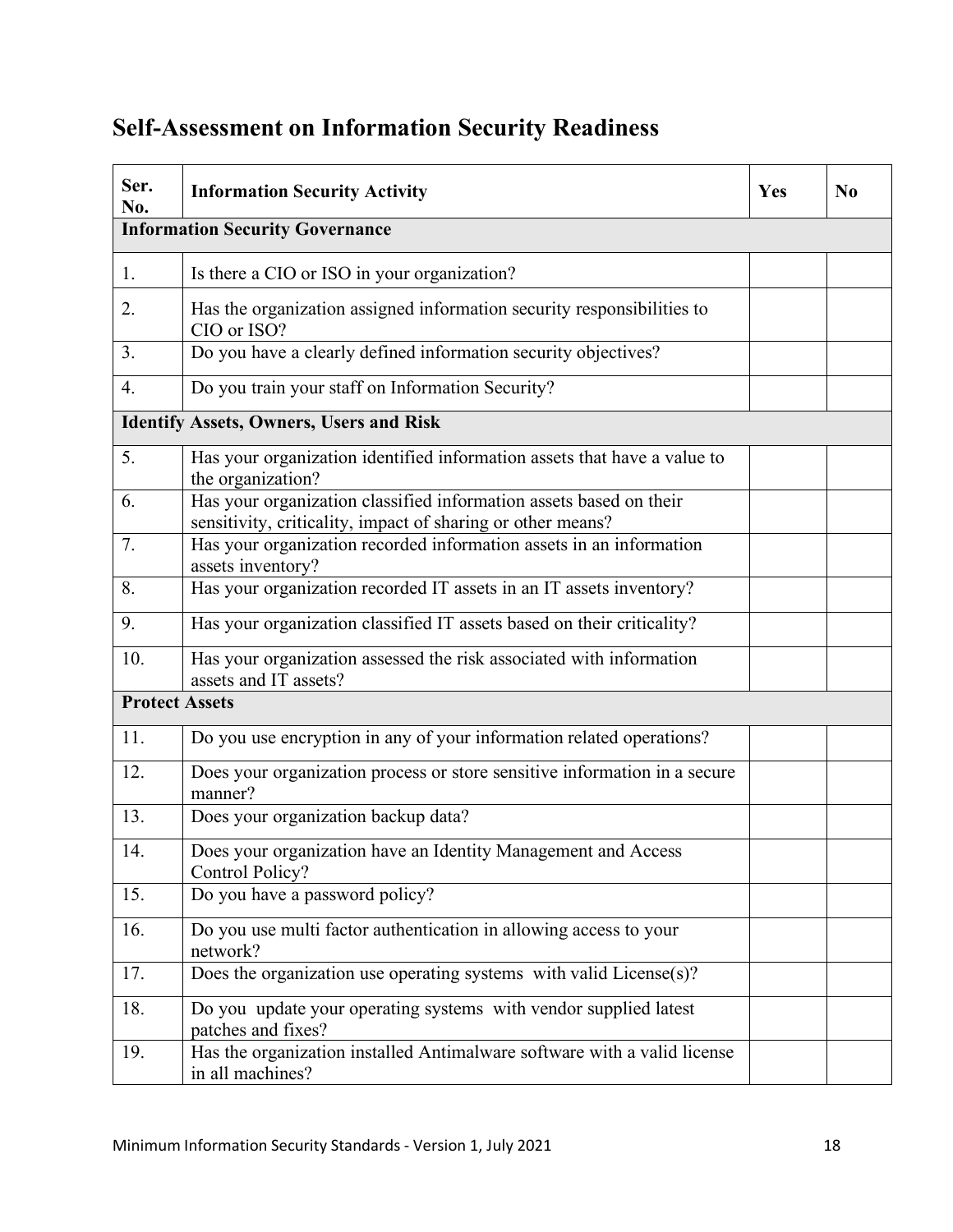## Self-Assessment on Information Security Readiness

| Ser. No. | Information Security Activity | Yes | No |
|---|---|---|---|
| **Information Security Governance** | | | |
| 1. | Is there a CIO or ISO in your organization? | | |
| 2. | Has the organization assigned information security responsibilities to CIO or ISO? | | |
| 3. | Do you have a clearly defined information security objectives? | | |
| 4. | Do you train your staff on Information Security? | | |
| **Identify Assets, Owners, Users and Risk** | | | |
| 5. | Has your organization identified information assets that have a value to the organization? | | |
| 6. | Has your organization classified information assets based on their sensitivity, criticality, impact of sharing or other means? | | |
| 7. | Has your organization recorded information assets in an information assets inventory? | | |
| 8. | Has your organization recorded IT assets in an IT assets inventory? | | |
| 9. | Has your organization classified IT assets based on their criticality? | | |
| 10. | Has your organization assessed the risk associated with information assets and IT assets? | | |
| **Protect Assets** | | | |
| 11. | Do you use encryption in any of your information related operations? | | |
| 12. | Does your organization process or store sensitive information in a secure manner? | | |
| 13. | Does your organization backup data? | | |
| 14. | Does your organization have an Identity Management and Access Control Policy? | | |
| 15. | Do you have a password policy? | | |
| 16. | Do you use multi factor authentication in allowing access to your network? | | |
| 17. | Does the organization use operating systems with valid License(s)? | | |
| 18. | Do you update your operating systems with vendor supplied latest patches and fixes? | | |
| 19. | Has the organization installed Antimalware software with a valid license in all machines? | | |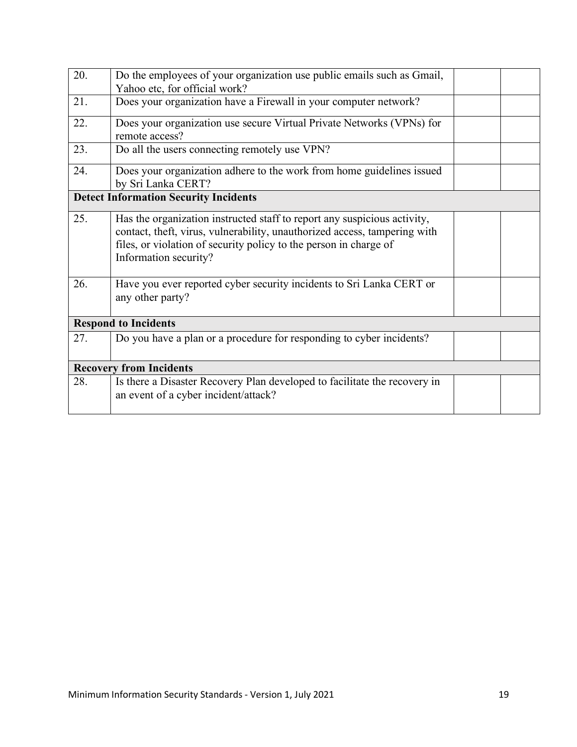| | | | |
|---|---|---|---|
| 20. | Do the employees of your organization use public emails such as Gmail, Yahoo etc, for official work? | | |
| 21. | Does your organization have a Firewall in your computer network? | | |
| 22. | Does your organization use secure Virtual Private Networks (VPNs) for remote access? | | |
| 23. | Do all the users connecting remotely use VPN? | | |
| 24. | Does your organization adhere to the work from home guidelines issued by Sri Lanka CERT? | | |
| **Detect Information Security Incidents** | | | |
| 25. | Has the organization instructed staff to report any suspicious activity, contact, theft, virus, vulnerability, unauthorized access, tampering with files, or violation of security policy to the person in charge of Information security? | | |
| 26. | Have you ever reported cyber security incidents to Sri Lanka CERT or any other party? | | |
| **Respond to Incidents** | | | |
| 27. | Do you have a plan or a procedure for responding to cyber incidents? | | |
| **Recovery from Incidents** | | | |
| 28. | Is there a Disaster Recovery Plan developed to facilitate the recovery in an event of a cyber incident/attack? | | |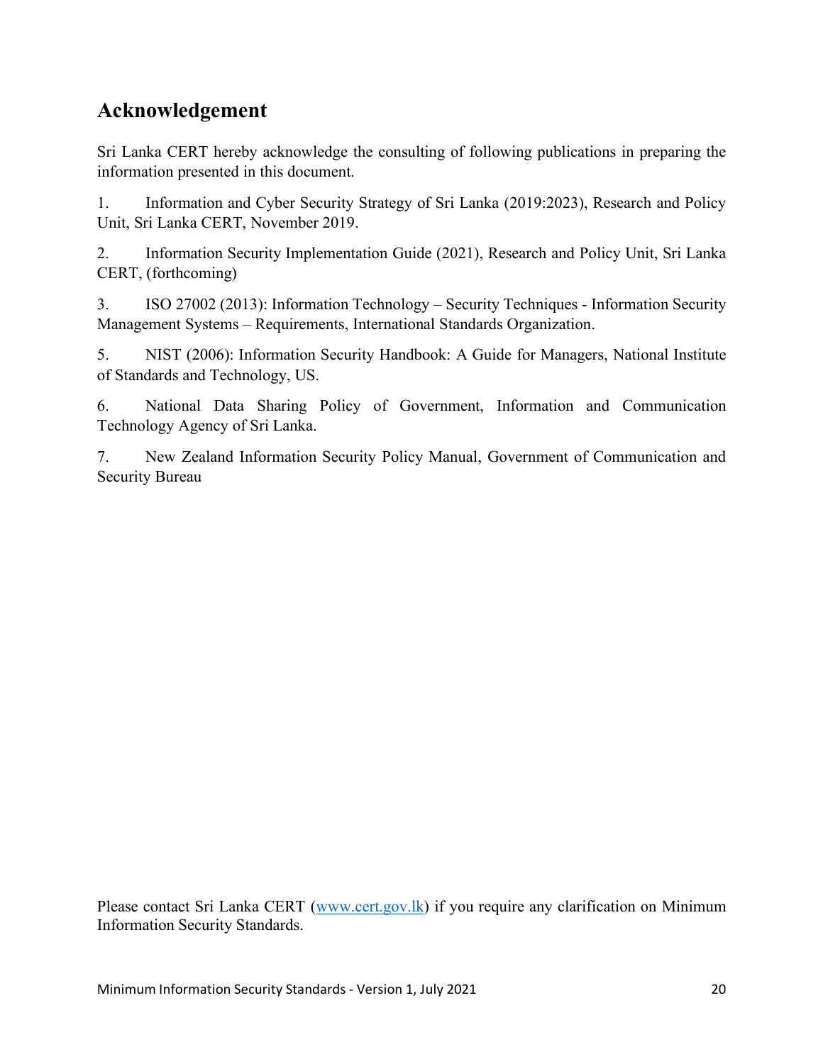## Acknowledgement

Sri Lanka CERT hereby acknowledge the consulting of following publications in preparing the information presented in this document.

1. Information and Cyber Security Strategy of Sri Lanka (2019:2023), Research and Policy Unit, Sri Lanka CERT, November 2019.

2. Information Security Implementation Guide (2021), Research and Policy Unit, Sri Lanka CERT, (forthcoming)

3. ISO 27002 (2013): Information Technology – Security Techniques - Information Security Management Systems – Requirements, International Standards Organization.

5. NIST (2006): Information Security Handbook: A Guide for Managers, National Institute of Standards and Technology, US.

6. National Data Sharing Policy of Government, Information and Communication Technology Agency of Sri Lanka.

7. New Zealand Information Security Policy Manual, Government of Communication and Security Bureau

Please contact Sri Lanka CERT (www.cert.gov.lk) if you require any clarification on Minimum Information Security Standards.